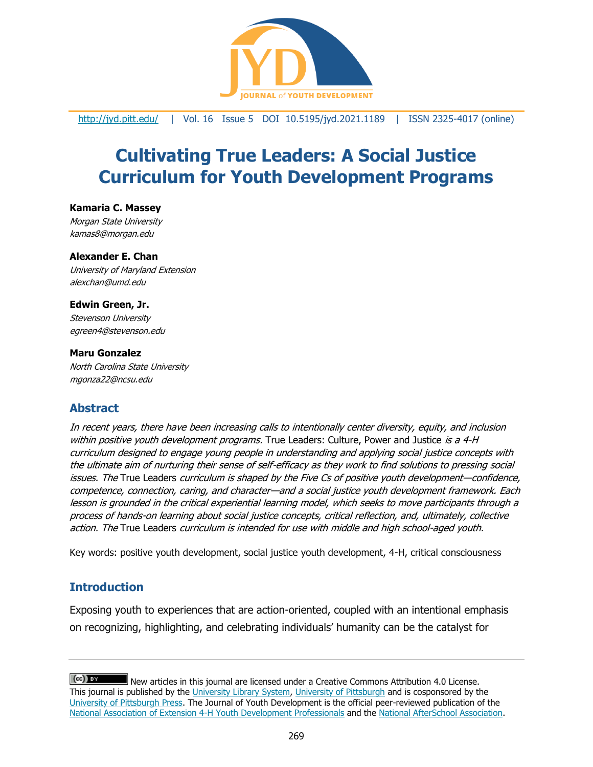http://jyd.pitt.edu/ | Vol. 16 Issue 5 DOI 10.5195/jyd.2021.1189 | ISSN 2325-4017 (online)

# Cultivating True Leaders: A Social Justice Curriculum for Youth Development Programs

**Kamaria C. Massey**
*Morgan State University*
*kamas8@morgan.edu*

**Alexander E. Chan**
*University of Maryland Extension*
*alexchan@umd.edu*

**Edwin Green, Jr.**
*Stevenson University*
*egreen4@stevenson.edu*

**Maru Gonzalez**
*North Carolina State University*
*mgonza22@ncsu.edu*

## Abstract

*In recent years, there have been increasing calls to intentionally center diversity, equity, and inclusion within positive youth development programs.* True Leaders: Culture, Power and Justice *is a 4-H curriculum designed to engage young people in understanding and applying social justice concepts with the ultimate aim of nurturing their sense of self-efficacy as they work to find solutions to pressing social issues. The* True Leaders *curriculum is shaped by the Five Cs of positive youth development—confidence, competence, connection, caring, and character—and a social justice youth development framework. Each lesson is grounded in the critical experiential learning model, which seeks to move participants through a process of hands-on learning about social justice concepts, critical reflection, and, ultimately, collective action. The* True Leaders *curriculum is intended for use with middle and high school-aged youth.*

Key words: positive youth development, social justice youth development, 4-H, critical consciousness

## Introduction

Exposing youth to experiences that are action-oriented, coupled with an intentional emphasis on recognizing, highlighting, and celebrating individuals' humanity can be the catalyst for

New articles in this journal are licensed under a Creative Commons Attribution 4.0 License. This journal is published by the University Library System, University of Pittsburgh and is cosponsored by the University of Pittsburgh Press. The Journal of Youth Development is the official peer-reviewed publication of the National Association of Extension 4-H Youth Development Professionals and the National AfterSchool Association.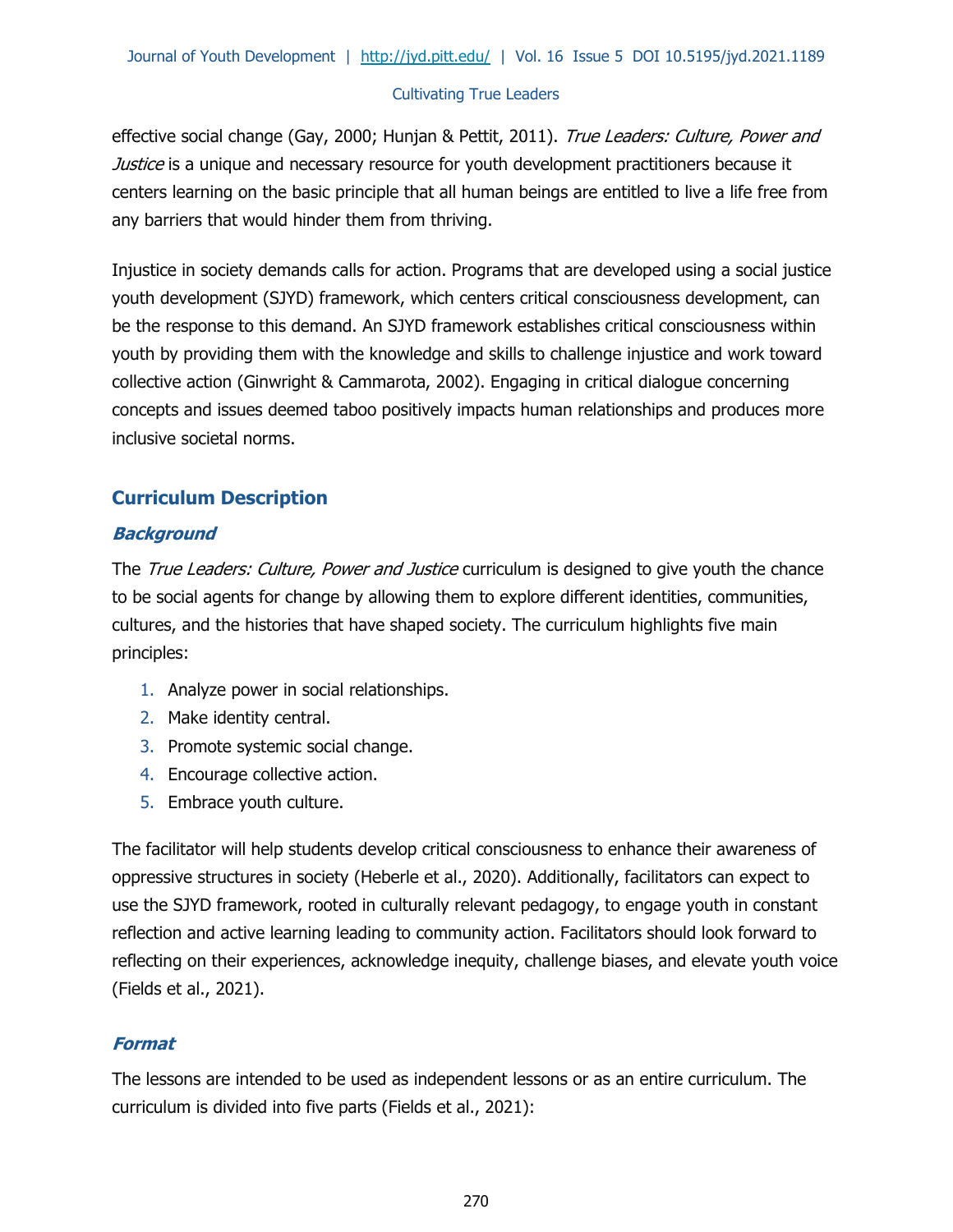effective social change (Gay, 2000; Hunjan & Pettit, 2011). *True Leaders: Culture, Power and Justice* is a unique and necessary resource for youth development practitioners because it centers learning on the basic principle that all human beings are entitled to live a life free from any barriers that would hinder them from thriving.

Injustice in society demands calls for action. Programs that are developed using a social justice youth development (SJYD) framework, which centers critical consciousness development, can be the response to this demand. An SJYD framework establishes critical consciousness within youth by providing them with the knowledge and skills to challenge injustice and work toward collective action (Ginwright & Cammarota, 2002). Engaging in critical dialogue concerning concepts and issues deemed taboo positively impacts human relationships and produces more inclusive societal norms.

## Curriculum Description

### *Background*

The *True Leaders: Culture, Power and Justice* curriculum is designed to give youth the chance to be social agents for change by allowing them to explore different identities, communities, cultures, and the histories that have shaped society. The curriculum highlights five main principles:

1. Analyze power in social relationships.
2. Make identity central.
3. Promote systemic social change.
4. Encourage collective action.
5. Embrace youth culture.

The facilitator will help students develop critical consciousness to enhance their awareness of oppressive structures in society (Heberle et al., 2020). Additionally, facilitators can expect to use the SJYD framework, rooted in culturally relevant pedagogy, to engage youth in constant reflection and active learning leading to community action. Facilitators should look forward to reflecting on their experiences, acknowledge inequity, challenge biases, and elevate youth voice (Fields et al., 2021).

### *Format*

The lessons are intended to be used as independent lessons or as an entire curriculum. The curriculum is divided into five parts (Fields et al., 2021):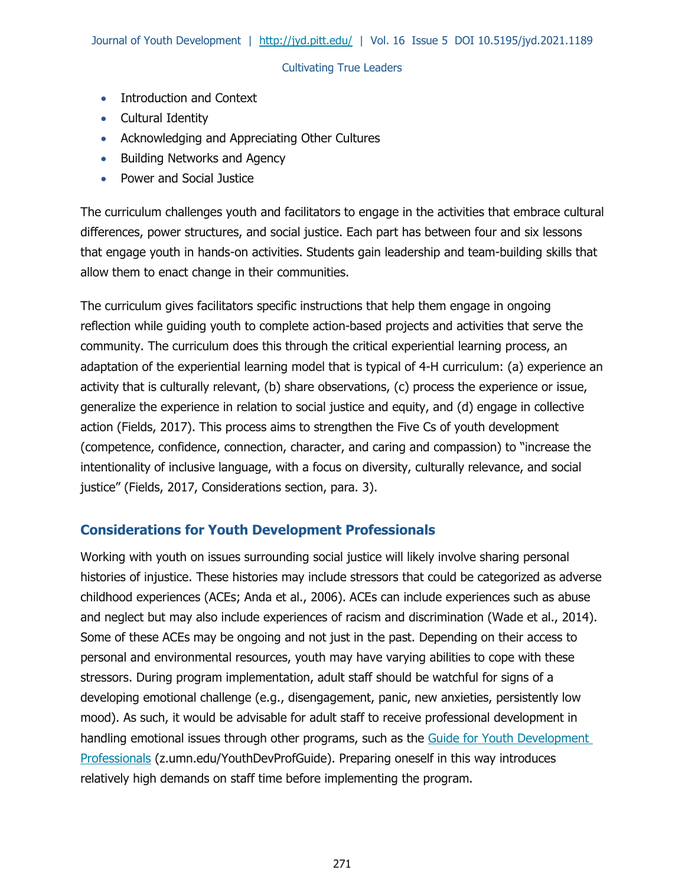- Introduction and Context
- Cultural Identity
- Acknowledging and Appreciating Other Cultures
- Building Networks and Agency
- Power and Social Justice

The curriculum challenges youth and facilitators to engage in the activities that embrace cultural differences, power structures, and social justice. Each part has between four and six lessons that engage youth in hands-on activities. Students gain leadership and team-building skills that allow them to enact change in their communities.

The curriculum gives facilitators specific instructions that help them engage in ongoing reflection while guiding youth to complete action-based projects and activities that serve the community. The curriculum does this through the critical experiential learning process, an adaptation of the experiential learning model that is typical of 4-H curriculum: (a) experience an activity that is culturally relevant, (b) share observations, (c) process the experience or issue, generalize the experience in relation to social justice and equity, and (d) engage in collective action (Fields, 2017). This process aims to strengthen the Five Cs of youth development (competence, confidence, connection, character, and caring and compassion) to "increase the intentionality of inclusive language, with a focus on diversity, culturally relevance, and social justice" (Fields, 2017, Considerations section, para. 3).

## Considerations for Youth Development Professionals

Working with youth on issues surrounding social justice will likely involve sharing personal histories of injustice. These histories may include stressors that could be categorized as adverse childhood experiences (ACEs; Anda et al., 2006). ACEs can include experiences such as abuse and neglect but may also include experiences of racism and discrimination (Wade et al., 2014). Some of these ACEs may be ongoing and not just in the past. Depending on their access to personal and environmental resources, youth may have varying abilities to cope with these stressors. During program implementation, adult staff should be watchful for signs of a developing emotional challenge (e.g., disengagement, panic, new anxieties, persistently low mood). As such, it would be advisable for adult staff to receive professional development in handling emotional issues through other programs, such as the [Guide for Youth Development Professionals](z.umn.edu/YouthDevProfGuide) (z.umn.edu/YouthDevProfGuide). Preparing oneself in this way introduces relatively high demands on staff time before implementing the program.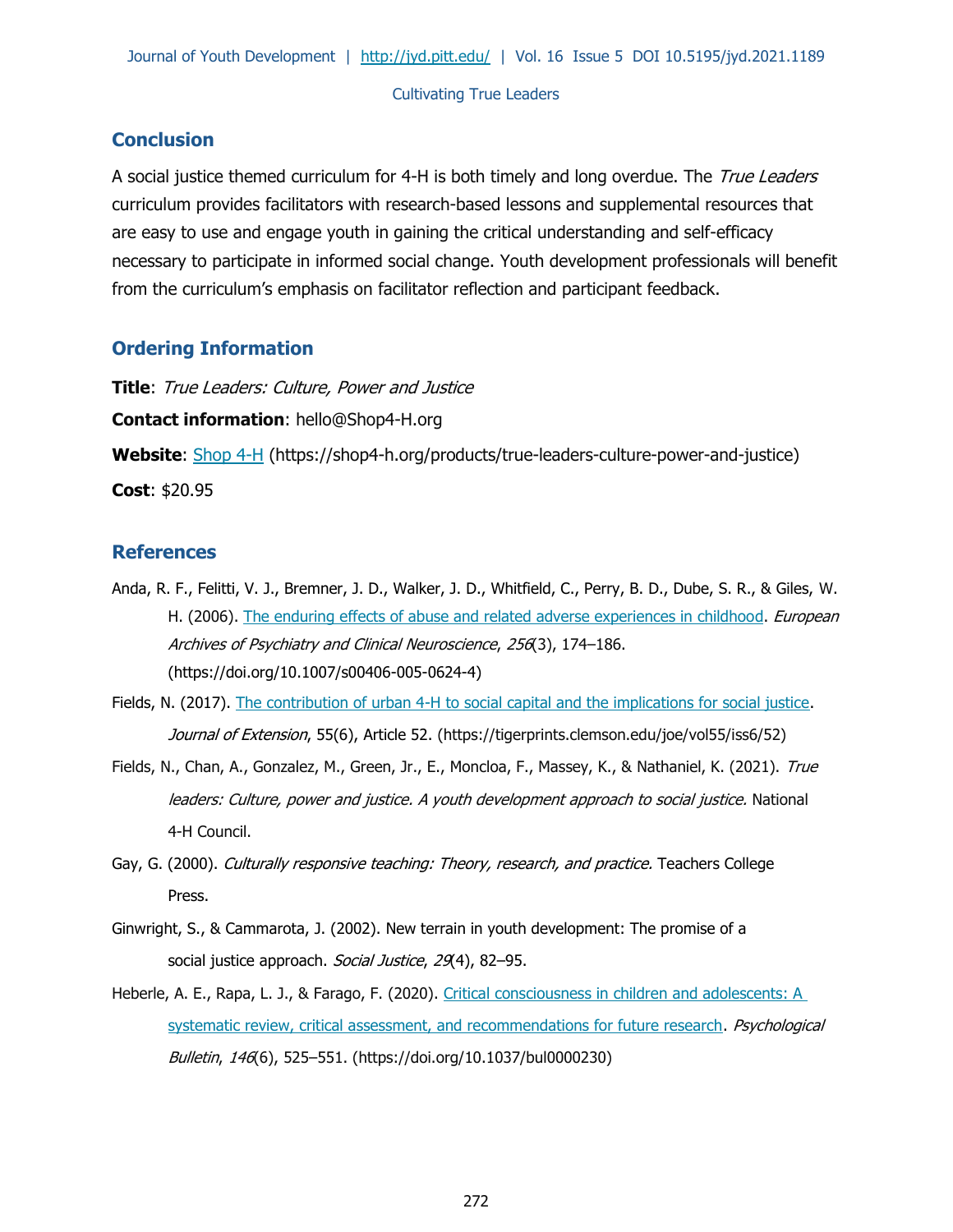## Conclusion

A social justice themed curriculum for 4-H is both timely and long overdue. The *True Leaders* curriculum provides facilitators with research-based lessons and supplemental resources that are easy to use and engage youth in gaining the critical understanding and self-efficacy necessary to participate in informed social change. Youth development professionals will benefit from the curriculum's emphasis on facilitator reflection and participant feedback.

## Ordering Information

**Title**: *True Leaders: Culture, Power and Justice*

**Contact information**: hello@Shop4-H.org

**Website**: Shop 4-H (https://shop4-h.org/products/true-leaders-culture-power-and-justice)

**Cost**: $20.95

## References

Anda, R. F., Felitti, V. J., Bremner, J. D., Walker, J. D., Whitfield, C., Perry, B. D., Dube, S. R., & Giles, W. H. (2006). The enduring effects of abuse and related adverse experiences in childhood. *European Archives of Psychiatry and Clinical Neuroscience*, *256*(3), 174–186. (https://doi.org/10.1007/s00406-005-0624-4)

Fields, N. (2017). The contribution of urban 4-H to social capital and the implications for social justice. *Journal of Extension*, 55(6), Article 52. (https://tigerprints.clemson.edu/joe/vol55/iss6/52)

Fields, N., Chan, A., Gonzalez, M., Green, Jr., E., Moncloa, F., Massey, K., & Nathaniel, K. (2021). *True leaders: Culture, power and justice. A youth development approach to social justice.* National 4-H Council.

Gay, G. (2000). *Culturally responsive teaching: Theory, research, and practice.* Teachers College Press.

Ginwright, S., & Cammarota, J. (2002). New terrain in youth development: The promise of a social justice approach. *Social Justice*, *29*(4), 82–95.

Heberle, A. E., Rapa, L. J., & Farago, F. (2020). Critical consciousness in children and adolescents: A systematic review, critical assessment, and recommendations for future research. *Psychological Bulletin*, *146*(6), 525–551. (https://doi.org/10.1037/bul0000230)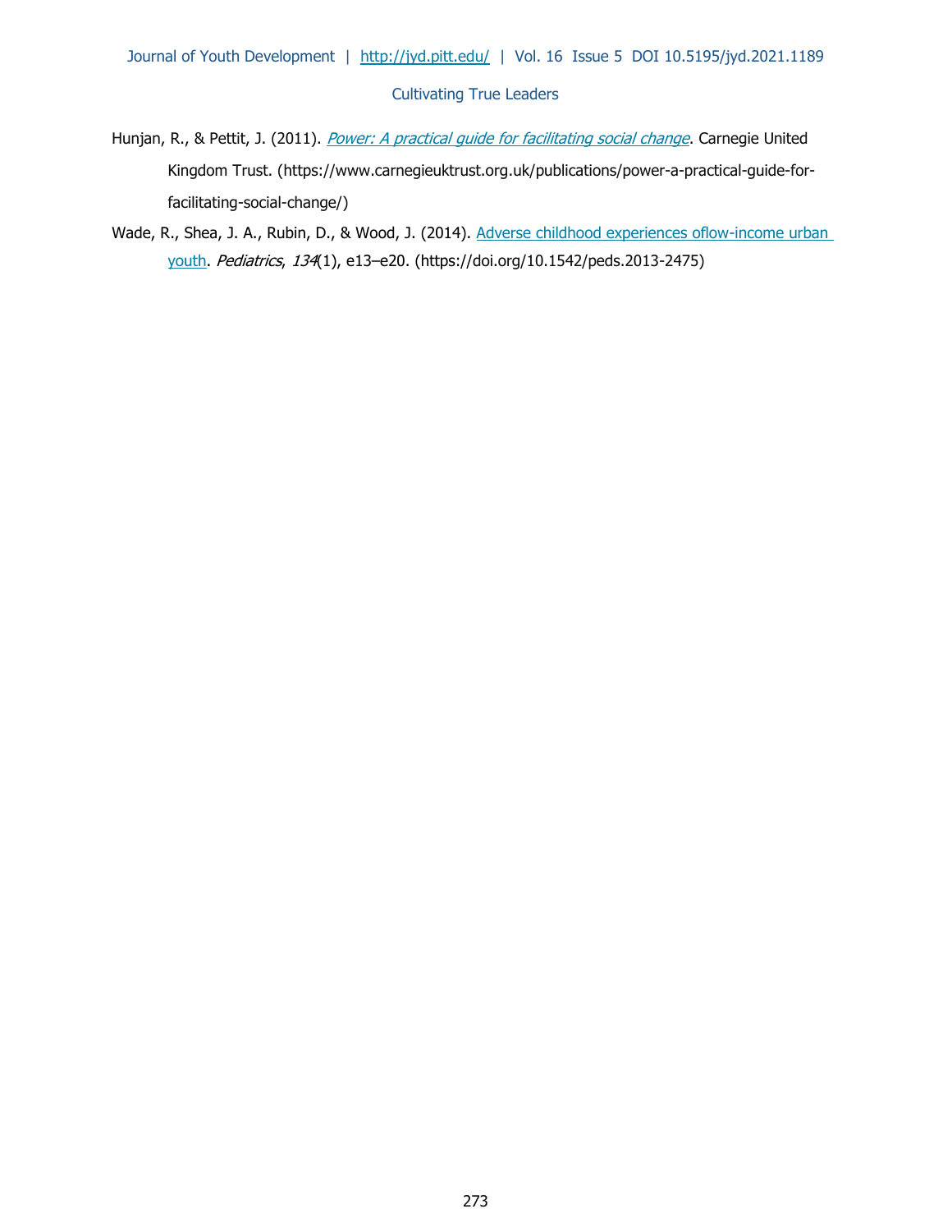Hunjan, R., & Pettit, J. (2011). *Power: A practical guide for facilitating social change*. Carnegie United Kingdom Trust. (https://www.carnegieuktrust.org.uk/publications/power-a-practical-guide-for-facilitating-social-change/)

Wade, R., Shea, J. A., Rubin, D., & Wood, J. (2014). Adverse childhood experiences oflow-income urban youth. *Pediatrics*, *134*(1), e13–e20. (https://doi.org/10.1542/peds.2013-2475)